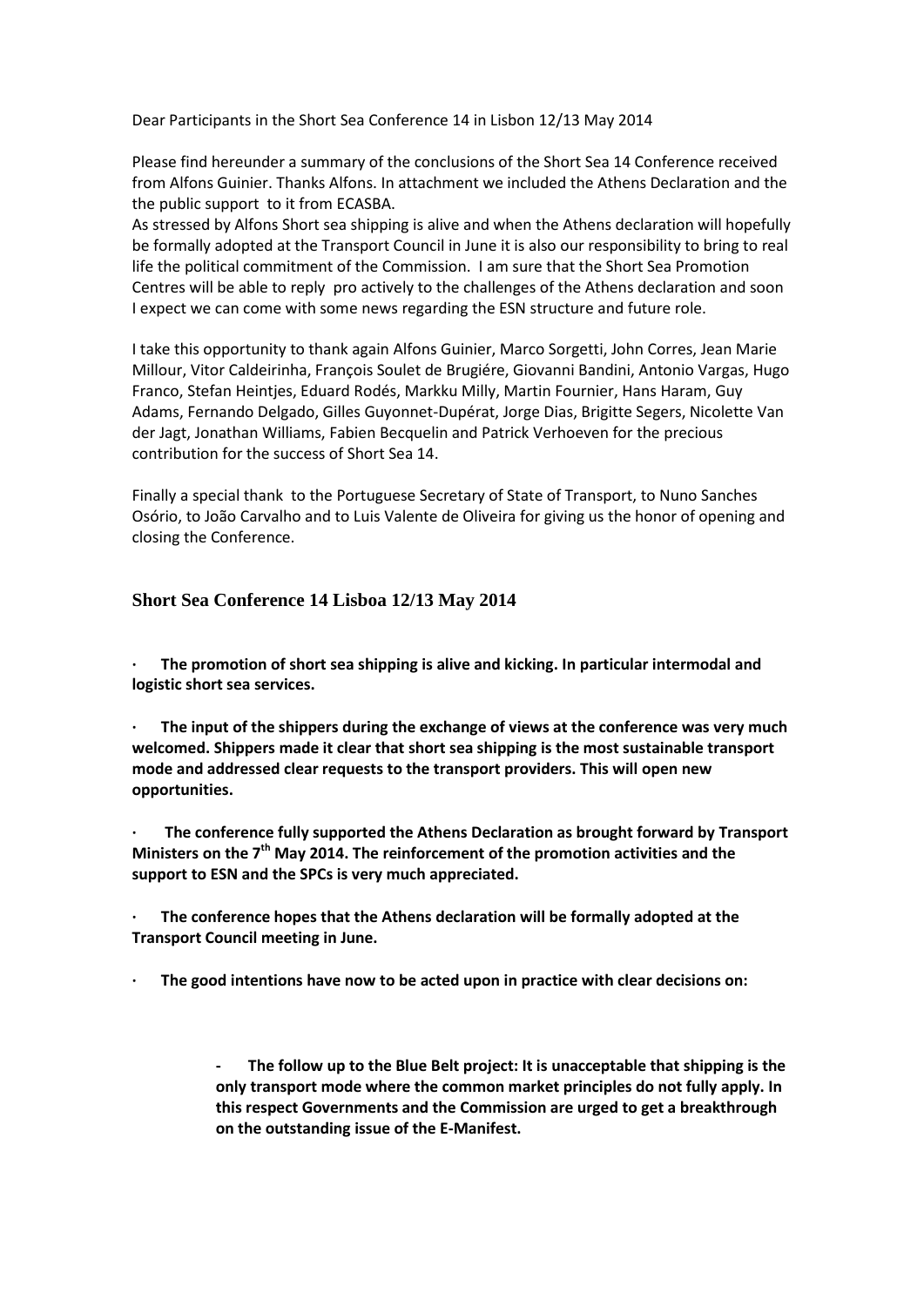Dear Participants in the Short Sea Conference 14 in Lisbon 12/13 May 2014

Please find hereunder a summary of the conclusions of the Short Sea 14 Conference received from Alfons Guinier. Thanks Alfons. In attachment we included the Athens Declaration and the the public support to it from ECASBA.

As stressed by Alfons Short sea shipping is alive and when the Athens declaration will hopefully be formally adopted at the Transport Council in June it is also our responsibility to bring to real life the political commitment of the Commission. I am sure that the Short Sea Promotion Centres will be able to reply pro actively to the challenges of the Athens declaration and soon I expect we can come with some news regarding the ESN structure and future role.

I take this opportunity to thank again Alfons Guinier, Marco Sorgetti, John Corres, Jean Marie Millour, Vitor Caldeirinha, François Soulet de Brugiére, Giovanni Bandini, Antonio Vargas, Hugo Franco, Stefan Heintjes, Eduard Rodés, Markku Milly, Martin Fournier, Hans Haram, Guy Adams, Fernando Delgado, Gilles Guyonnet-Dupérat, Jorge Dias, Brigitte Segers, Nicolette Van der Jagt, Jonathan Williams, Fabien Becquelin and Patrick Verhoeven for the precious contribution for the success of Short Sea 14.

Finally a special thank to the Portuguese Secretary of State of Transport, to Nuno Sanches Osório, to João Carvalho and to Luis Valente de Oliveira for giving us the honor of opening and closing the Conference.

## Short Sea Conference 14 Lisboa 12/13 May 2014

- **The promotion of short sea shipping is alive and kicking. In particular intermodal and logistic short sea services.**
- **The input of the shippers during the exchange of views at the conference was very much welcomed. Shippers made it clear that short sea shipping is the most sustainable transport mode and addressed clear requests to the transport providers. This will open new opportunities.**
- **The conference fully supported the Athens Declaration as brought forward by Transport Ministers on the 7th May 2014. The reinforcement of the promotion activities and the support to ESN and the SPCs is very much appreciated.**
- **The conference hopes that the Athens declaration will be formally adopted at the Transport Council meeting in June.**
- **The good intentions have now to be acted upon in practice with clear decisions on:**
    - **The follow up to the Blue Belt project: It is unacceptable that shipping is the only transport mode where the common market principles do not fully apply. In this respect Governments and the Commission are urged to get a breakthrough on the outstanding issue of the E-Manifest.**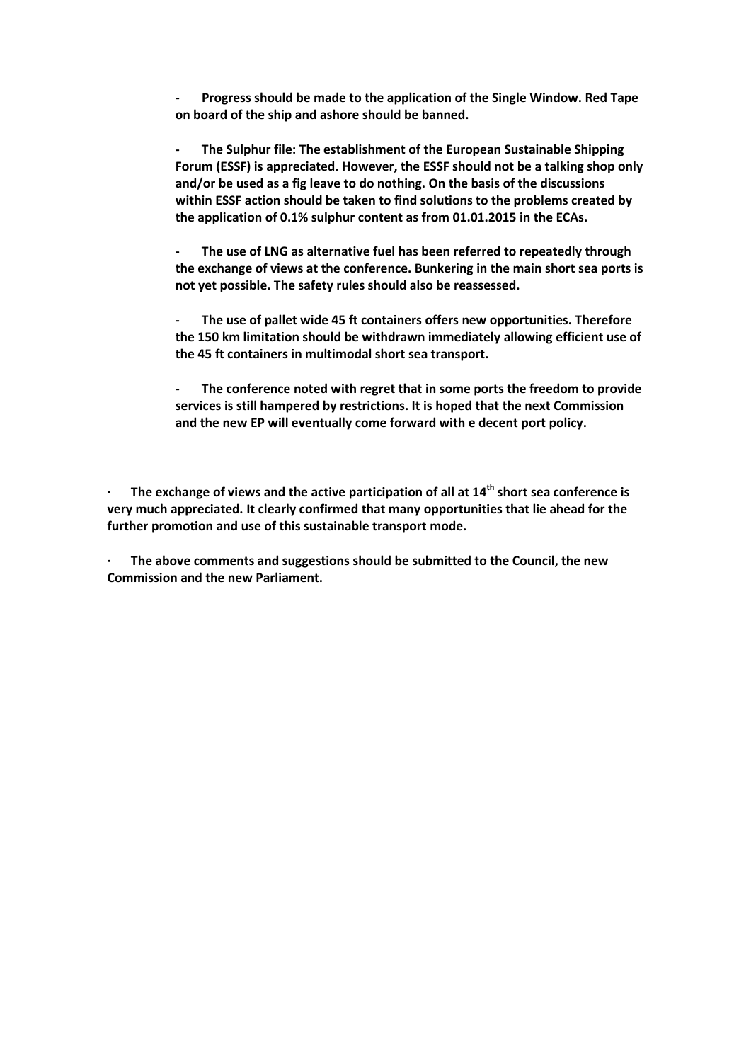- **Progress should be made to the application of the Single Window. Red Tape on board of the ship and ashore should be banned.**

- **The Sulphur file: The establishment of the European Sustainable Shipping Forum (ESSF) is appreciated. However, the ESSF should not be a talking shop only and/or be used as a fig leave to do nothing. On the basis of the discussions within ESSF action should be taken to find solutions to the problems created by the application of 0.1% sulphur content as from 01.01.2015 in the ECAs.**

- **The use of LNG as alternative fuel has been referred to repeatedly through the exchange of views at the conference. Bunkering in the main short sea ports is not yet possible. The safety rules should also be reassessed.**

- **The use of pallet wide 45 ft containers offers new opportunities. Therefore the 150 km limitation should be withdrawn immediately allowing efficient use of the 45 ft containers in multimodal short sea transport.**

- **The conference noted with regret that in some ports the freedom to provide services is still hampered by restrictions. It is hoped that the next Commission and the new EP will eventually come forward with e decent port policy.**

· **The exchange of views and the active participation of all at 14th short sea conference is very much appreciated. It clearly confirmed that many opportunities that lie ahead for the further promotion and use of this sustainable transport mode.**

· **The above comments and suggestions should be submitted to the Council, the new Commission and the new Parliament.**